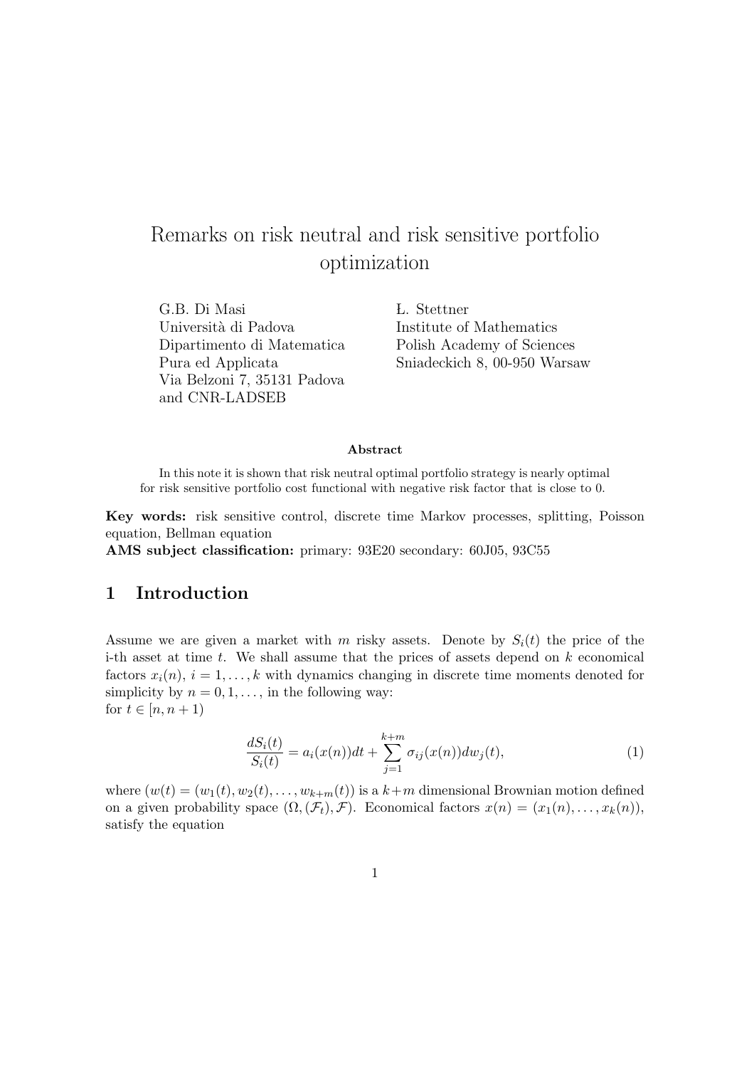# Remarks on risk neutral and risk sensitive portfolio optimization

G.B. Di Masi
Università di Padova
Dipartimento di Matematica
Pura ed Applicata
Via Belzoni 7, 35131 Padova
and CNR-LADSEB

Ł. Stettner
Institute of Mathematics
Polish Academy of Sciences
Sniadeckich 8, 00-950 Warsaw

**Abstract**

In this note it is shown that risk neutral optimal portfolio strategy is nearly optimal for risk sensitive portfolio cost functional with negative risk factor that is close to 0.

**Key words:** risk sensitive control, discrete time Markov processes, splitting, Poisson equation, Bellman equation

**AMS subject classification:** primary: 93E20 secondary: 60J05, 93C55

## 1 Introduction

Assume we are given a market with $m$ risky assets. Denote by $S_i(t)$ the price of the i-th asset at time $t$. We shall assume that the prices of assets depend on $k$ economical factors $x_i(n)$, $i = 1, \ldots, k$ with dynamics changing in discrete time moments denoted for simplicity by $n = 0, 1, \ldots$, in the following way:
for $t \in [n, n+1)$

$$\frac{dS_i(t)}{S_i(t)} = a_i(x(n))dt + \sum_{j=1}^{k+m} \sigma_{ij}(x(n))dw_j(t), \tag{1}$$

where $(w(t) = (w_1(t), w_2(t), \ldots, w_{k+m}(t))$ is a $k+m$ dimensional Brownian motion defined on a given probability space $(\Omega, (\mathcal{F}_t), \mathcal{F})$. Economical factors $x(n) = (x_1(n), \ldots, x_k(n))$, satisfy the equation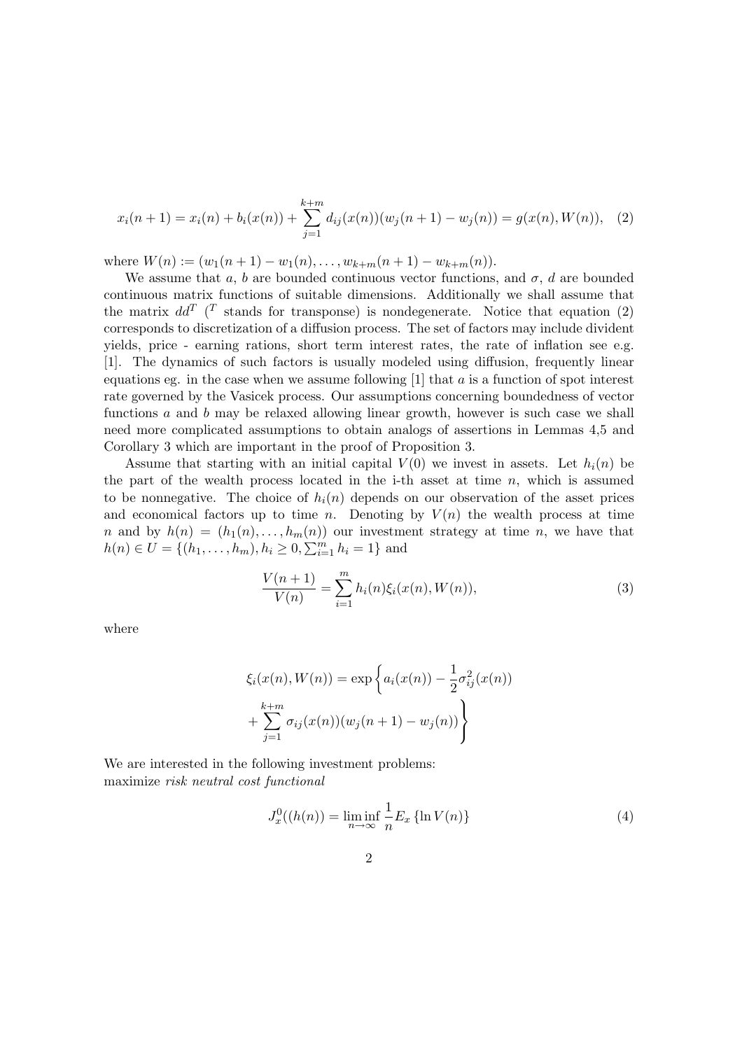$$x_i(n+1) = x_i(n) + b_i(x(n)) + \sum_{j=1}^{k+m} d_{ij}(x(n))(w_j(n+1) - w_j(n)) = g(x(n), W(n)), \quad (2)$$

where $W(n) := (w_1(n+1) - w_1(n), \ldots, w_{k+m}(n+1) - w_{k+m}(n))$.

We assume that $a$, $b$ are bounded continuous vector functions, and $\sigma$, $d$ are bounded continuous matrix functions of suitable dimensions. Additionally we shall assume that the matrix $dd^T$ ($^T$ stands for transpose) is nondegenerate. Notice that equation (2) corresponds to discretization of a diffusion process. The set of factors may include divident yields, price - earning rations, short term interest rates, the rate of inflation see e.g. [1]. The dynamics of such factors is usually modeled using diffusion, frequently linear equations eg. in the case when we assume following [1] that $a$ is a function of spot interest rate governed by the Vasicek process. Our assumptions concerning boundedness of vector functions $a$ and $b$ may be relaxed allowing linear growth, however is such case we shall need more complicated assumptions to obtain analogs of assertions in Lemmas 4,5 and Corollary 3 which are important in the proof of Proposition 3.

Assume that starting with an initial capital $V(0)$ we invest in assets. Let $h_i(n)$ be the part of the wealth process located in the i-th asset at time $n$, which is assumed to be nonnegative. The choice of $h_i(n)$ depends on our observation of the asset prices and economical factors up to time $n$. Denoting by $V(n)$ the wealth process at time $n$ and by $h(n) = (h_1(n), \ldots, h_m(n))$ our investment strategy at time $n$, we have that $h(n) \in U = \{(h_1, \ldots, h_m), h_i \geq 0, \sum_{i=1}^m h_i = 1\}$ and

$$\frac{V(n+1)}{V(n)} = \sum_{i=1}^m h_i(n)\xi_i(x(n), W(n)), \quad (3)$$

where

$$\xi_i(x(n), W(n)) = \exp\left\{a_i(x(n)) - \frac{1}{2}\sigma_{ij}^2(x(n)) + \sum_{j=1}^{k+m} \sigma_{ij}(x(n))(w_j(n+1) - w_j(n))\right\}$$

We are interested in the following investment problems:
maximize *risk neutral cost functional*

$$J_x^0((h(n)) = \liminf_{n\to\infty} \frac{1}{n} E_x \{\ln V(n)\} \quad (4)$$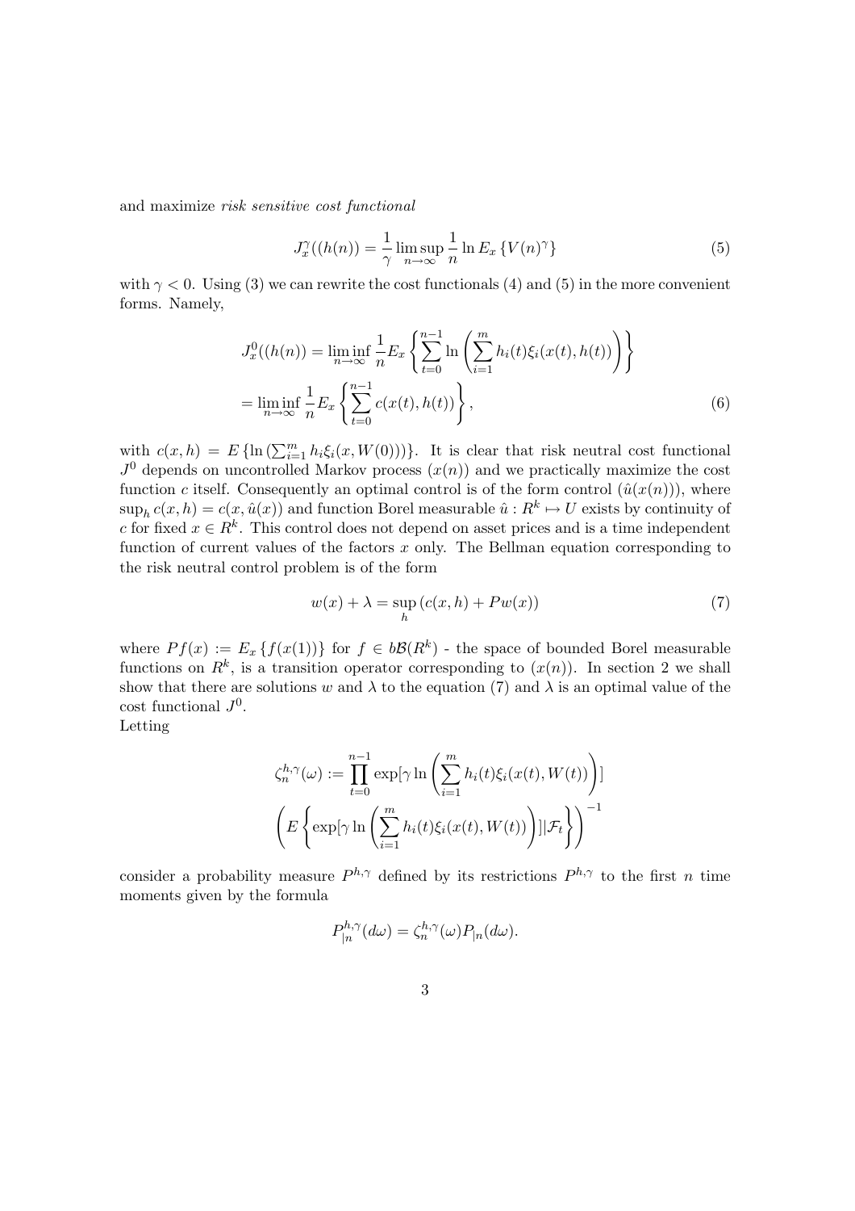and maximize *risk sensitive cost functional*

$$J_x^\gamma((h(n)) = \frac{1}{\gamma} \limsup_{n\to\infty} \frac{1}{n} \ln E_x \left\{ V(n)^\gamma \right\} \tag{5}$$

with $\gamma < 0$. Using (3) we can rewrite the cost functionals (4) and (5) in the more convenient forms. Namely,

$$\begin{aligned} J_x^0((h(n)) &= \liminf_{n\to\infty} \frac{1}{n} E_x \left\{ \sum_{t=0}^{n-1} \ln \left( \sum_{i=1}^m h_i(t)\xi_i(x(t), h(t)) \right) \right\} \\ &= \liminf_{n\to\infty} \frac{1}{n} E_x \left\{ \sum_{t=0}^{n-1} c(x(t), h(t)) \right\}, \end{aligned} \tag{6}$$

with $c(x,h) = E\left\{ \ln\left(\sum_{i=1}^m h_i \xi_i(x, W(0))\right)\right\}$. It is clear that risk neutral cost functional $J^0$ depends on uncontrolled Markov process $(x(n))$ and we practically maximize the cost function $c$ itself. Consequently an optimal control is of the form control $(\hat{u}(x(n)))$, where $\sup_h c(x,h) = c(x, \hat{u}(x))$ and function Borel measurable $\hat{u} : R^k \mapsto U$ exists by continuity of $c$ for fixed $x \in R^k$. This control does not depend on asset prices and is a time independent function of current values of the factors $x$ only. The Bellman equation corresponding to the risk neutral control problem is of the form

$$w(x) + \lambda = \sup_h \left( c(x,h) + Pw(x) \right) \tag{7}$$

where $Pf(x) := E_x \left\{ f(x(1)) \right\}$ for $f \in b\mathcal{B}(R^k)$ - the space of bounded Borel measurable functions on $R^k$, is a transition operator corresponding to $(x(n))$. In section 2 we shall show that there are solutions $w$ and $\lambda$ to the equation (7) and $\lambda$ is an optimal value of the cost functional $J^0$.
Letting

$$\zeta_n^{h,\gamma}(\omega) := \prod_{t=0}^{n-1} \exp[\gamma \ln \left( \sum_{i=1}^m h_i(t)\xi_i(x(t), W(t)) \right)] \\ \left( E\left\{ \exp[\gamma \ln \left( \sum_{i=1}^m h_i(t)\xi_i(x(t), W(t)) \right)] | \mathcal{F}_t \right\} \right)^{-1}$$

consider a probability measure $P^{h,\gamma}$ defined by its restrictions $P^{h,\gamma}$ to the first $n$ time moments given by the formula

$$P_{|n}^{h,\gamma}(d\omega) = \zeta_n^{h,\gamma}(\omega) P_{|n}(d\omega).$$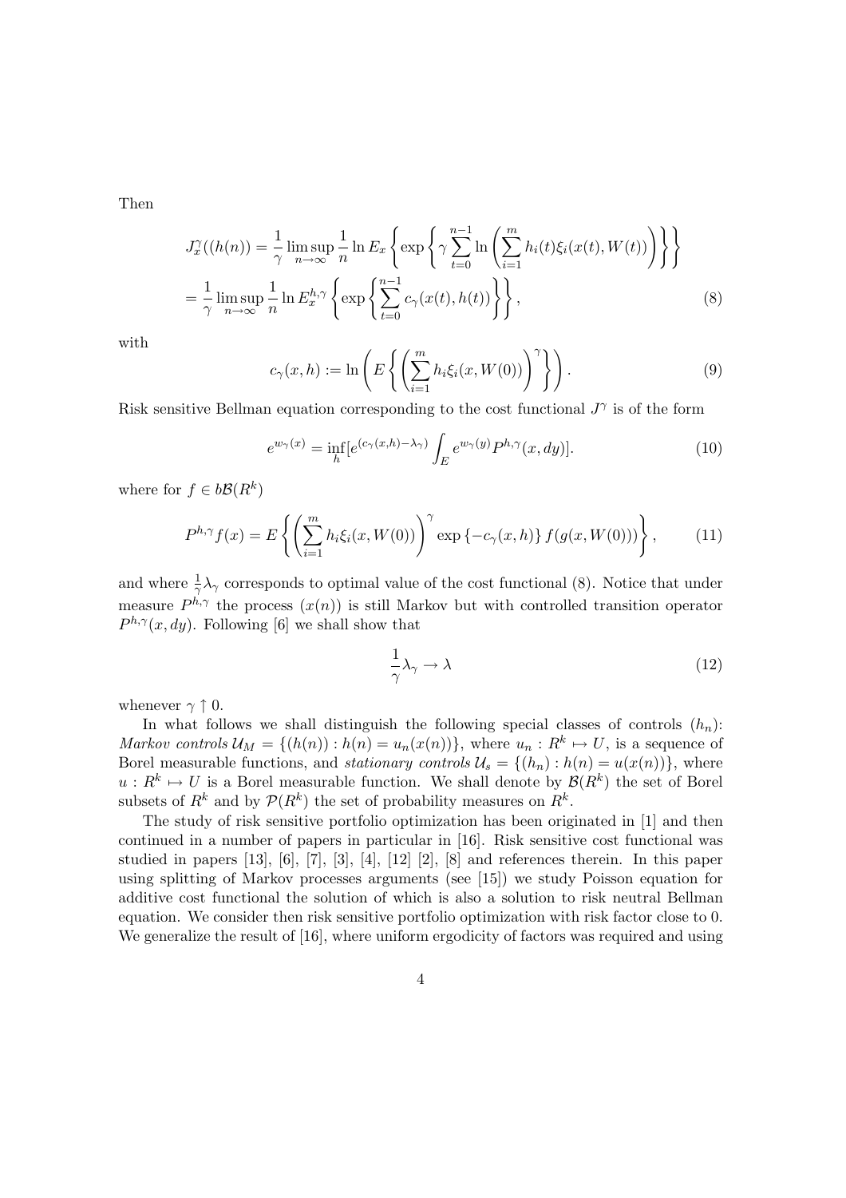Then

$$
\begin{aligned}
J_x^\gamma((h(n)) &= \frac{1}{\gamma} \limsup_{n\to\infty} \frac{1}{n} \ln E_x \left\{ \exp\left\{ \gamma \sum_{t=0}^{n-1} \ln \left( \sum_{i=1}^m h_i(t) \xi_i(x(t), W(t)) \right) \right\} \right\} \\
&= \frac{1}{\gamma} \limsup_{n\to\infty} \frac{1}{n} \ln E_x^{h,\gamma} \left\{ \exp\left\{ \sum_{t=0}^{n-1} c_\gamma(x(t), h(t)) \right\} \right\}, \qquad (8)
\end{aligned}
$$

with

$$
c_\gamma(x,h) := \ln \left( E\left\{ \left( \sum_{i=1}^m h_i \xi_i(x, W(0)) \right)^\gamma \right\} \right). \qquad (9)
$$

Risk sensitive Bellman equation corresponding to the cost functional $J^\gamma$ is of the form

$$
e^{w_\gamma(x)} = \inf_h [e^{(c_\gamma(x,h)-\lambda_\gamma)} \int_E e^{w_\gamma(y)} P^{h,\gamma}(x, dy)]. \qquad (10)
$$

where for $f \in b\mathcal{B}(R^k)$

$$
P^{h,\gamma} f(x) = E\left\{ \left( \sum_{i=1}^m h_i \xi_i(x, W(0)) \right)^\gamma \exp\left\{ -c_\gamma(x,h) \right\} f(g(x, W(0))) \right\}, \qquad (11)
$$

and where $\frac{1}{\gamma}\lambda_\gamma$ corresponds to optimal value of the cost functional (8). Notice that under measure $P^{h,\gamma}$ the process $(x(n))$ is still Markov but with controlled transition operator $P^{h,\gamma}(x, dy)$. Following [6] we shall show that

$$
\frac{1}{\gamma}\lambda_\gamma \to \lambda \qquad (12)
$$

whenever $\gamma \uparrow 0$.

In what follows we shall distinguish the following special classes of controls $(h_n)$: *Markov controls* $\mathcal{U}_M = \{(h(n)) : h(n) = u_n(x(n))\}$, where $u_n : R^k \mapsto U$, is a sequence of Borel measurable functions, and *stationary controls* $\mathcal{U}_s = \{(h_n) : h(n) = u(x(n))\}$, where $u : R^k \mapsto U$ is a Borel measurable function. We shall denote by $\mathcal{B}(R^k)$ the set of Borel subsets of $R^k$ and by $\mathcal{P}(R^k)$ the set of probability measures on $R^k$.

The study of risk sensitive portfolio optimization has been originated in [1] and then continued in a number of papers in particular in [16]. Risk sensitive cost functional was studied in papers [13], [6], [7], [3], [4], [12] [2], [8] and references therein. In this paper using splitting of Markov processes arguments (see [15]) we study Poisson equation for additive cost functional the solution of which is also a solution to risk neutral Bellman equation. We consider then risk sensitive portfolio optimization with risk factor close to 0. We generalize the result of [16], where uniform ergodicity of factors was required and using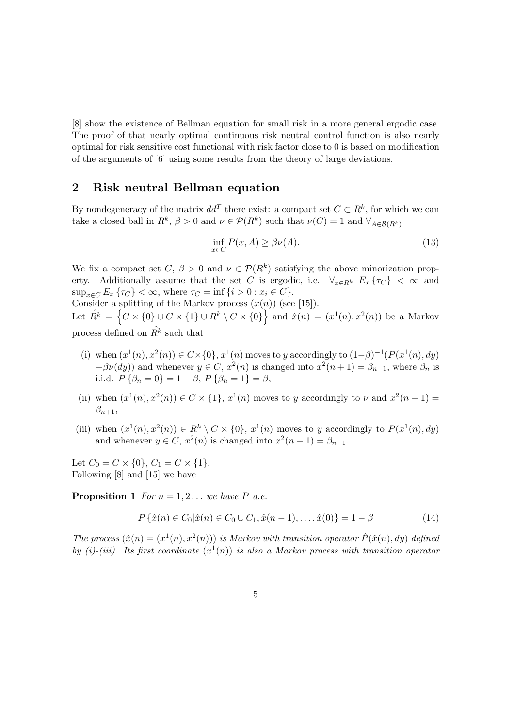[8] show the existence of Bellman equation for small risk in a more general ergodic case. The proof of that nearly optimal continuous risk neutral control function is also nearly optimal for risk sensitive cost functional with risk factor close to 0 is based on modification of the arguments of [6] using some results from the theory of large deviations.

## 2 Risk neutral Bellman equation

By nondegeneracy of the matrix $dd^T$ there exist: a compact set $C \subset R^k$, for which we can take a closed ball in $R^k$, $\beta > 0$ and $\nu \in \mathcal{P}(R^k)$ such that $\nu(C) = 1$ and $\forall_{A \in \mathcal{B}(R^k)}$

$$\inf_{x \in C} P(x, A) \geq \beta \nu(A). \tag{13}$$

We fix a compact set $C$, $\beta > 0$ and $\nu \in \mathcal{P}(R^k)$ satisfying the above minorization property. Additionally assume that the set $C$ is ergodic, i.e. $\forall_{x \in R^k}\ E_x\{\tau_C\} < \infty$ and $\sup_{x \in C} E_x\{\tau_C\} < \infty$, where $\tau_C = \inf\{i > 0 : x_i \in C\}$.
Consider a splitting of the Markov process $(x(n))$ (see [15]).
Let $\hat{R^k} = \left\{C \times \{0\} \cup C \times \{1\} \cup R^k \setminus C \times \{0\}\right\}$ and $\hat{x}(n) = (x^1(n), x^2(n))$ be a Markov process defined on $\hat{R^k}$ such that

- (i) when $(x^1(n), x^2(n)) \in C \times \{0\}$, $x^1(n)$ moves to $y$ accordingly to $(1-\beta)^{-1}(P(x^1(n), dy) - \beta\nu(dy))$ and whenever $y \in C$, $x^2(n)$ is changed into $x^2(n+1) = \beta_{n+1}$, where $\beta_n$ is i.i.d. $P\{\beta_n = 0\} = 1 - \beta$, $P\{\beta_n = 1\} = \beta$,
- (ii) when $(x^1(n), x^2(n)) \in C \times \{1\}$, $x^1(n)$ moves to $y$ accordingly to $\nu$ and $x^2(n+1) = \beta_{n+1}$,
- (iii) when $(x^1(n), x^2(n)) \in R^k \setminus C \times \{0\}$, $x^1(n)$ moves to $y$ accordingly to $P(x^1(n), dy)$ and whenever $y \in C$, $x^2(n)$ is changed into $x^2(n+1) = \beta_{n+1}$.

Let $C_0 = C \times \{0\}$, $C_1 = C \times \{1\}$.
Following [8] and [15] we have

**Proposition 1** *For $n = 1, 2 \ldots$ we have $P$ a.e.*

$$P\{\hat{x}(n) \in C_0 | \hat{x}(n) \in C_0 \cup C_1, \hat{x}(n-1), \ldots, \hat{x}(0)\} = 1 - \beta \tag{14}$$

*The process $(\hat{x}(n) = (x^1(n), x^2(n)))$ is Markov with transition operator $\hat{P}(\hat{x}(n), dy)$ defined by (i)-(iii). Its first coordinate $(x^1(n))$ is also a Markov process with transition operator*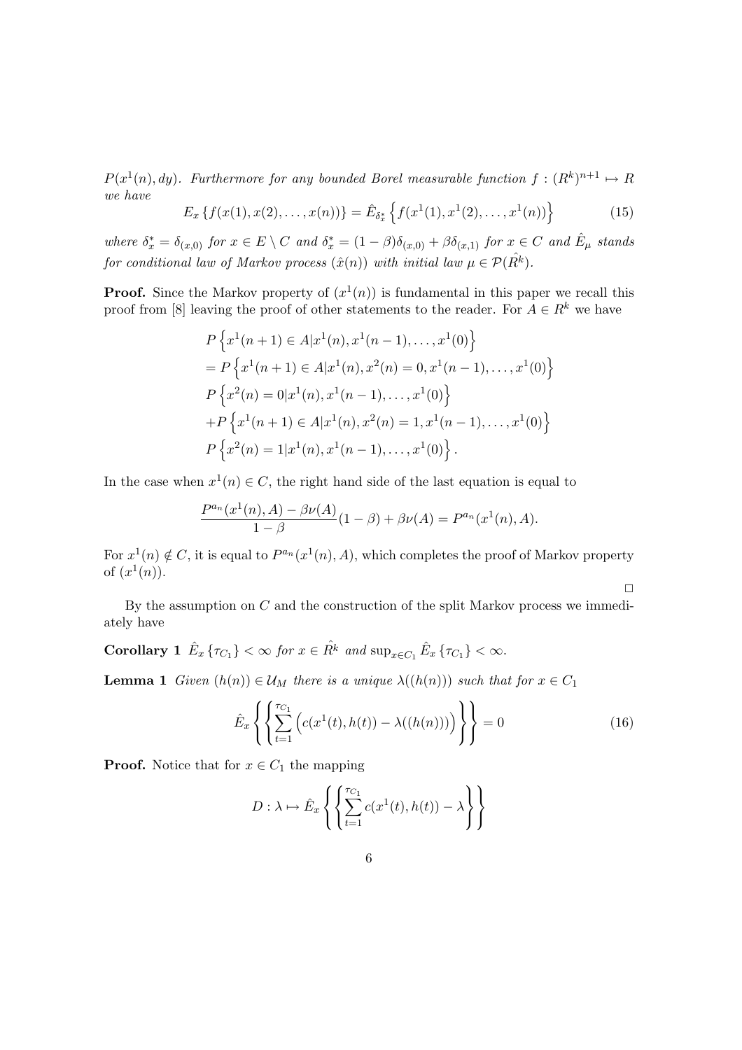*$P(x^1(n), dy)$. Furthermore for any bounded Borel measurable function $f : (R^k)^{n+1} \mapsto R$ we have*

$$E_x \{f(x(1), x(2), \ldots, x(n))\} = \hat{E}_{\delta_x^*} \left\{ f(x^1(1), x^1(2), \ldots, x^1(n)) \right\} \tag{15}$$

*where $\delta_x^* = \delta_{(x,0)}$ for $x \in E \setminus C$ and $\delta_x^* = (1-\beta)\delta_{(x,0)} + \beta\delta_{(x,1)}$ for $x \in C$ and $\hat{E}_\mu$ stands for conditional law of Markov process $(\hat{x}(n))$ with initial law $\mu \in \mathcal{P}(\hat{R^k})$.*

**Proof.** Since the Markov property of $(x^1(n))$ is fundamental in this paper we recall this proof from [8] leaving the proof of other statements to the reader. For $A \in R^k$ we have

$$
\begin{aligned}
&P\left\{x^1(n+1) \in A | x^1(n), x^1(n-1), \ldots, x^1(0)\right\} \\
&= P\left\{x^1(n+1) \in A | x^1(n), x^2(n) = 0, x^1(n-1), \ldots, x^1(0)\right\} \\
&P\left\{x^2(n) = 0 | x^1(n), x^1(n-1), \ldots, x^1(0)\right\} \\
&+ P\left\{x^1(n+1) \in A | x^1(n), x^2(n) = 1, x^1(n-1), \ldots, x^1(0)\right\} \\
&P\left\{x^2(n) = 1 | x^1(n), x^1(n-1), \ldots, x^1(0)\right\}.
\end{aligned}
$$

In the case when $x^1(n) \in C$, the right hand side of the last equation is equal to

$$\frac{P^{a_n}(x^1(n), A) - \beta\nu(A)}{1-\beta}(1-\beta) + \beta\nu(A) = P^{a_n}(x^1(n), A).$$

For $x^1(n) \notin C$, it is equal to $P^{a_n}(x^1(n), A)$, which completes the proof of Markov property of $(x^1(n))$.

□

By the assumption on $C$ and the construction of the split Markov process we immediately have

**Corollary 1** *$\hat{E}_x \{\tau_{C_1}\} < \infty$ for $x \in \hat{R^k}$ and $\sup_{x \in C_1} \hat{E}_x \{\tau_{C_1}\} < \infty$.*

**Lemma 1** *Given $(h(n)) \in \mathcal{U}_M$ there is a unique $\lambda((h(n)))$ such that for $x \in C_1$*

$$\hat{E}_x \left\{ \left\{ \sum_{t=1}^{\tau_{C_1}} \left( c(x^1(t), h(t)) - \lambda((h(n))) \right) \right\} \right\} = 0 \tag{16}$$

**Proof.** Notice that for $x \in C_1$ the mapping

$$D : \lambda \mapsto \hat{E}_x \left\{ \left\{ \sum_{t=1}^{\tau_{C_1}} c(x^1(t), h(t)) - \lambda \right\} \right\}$$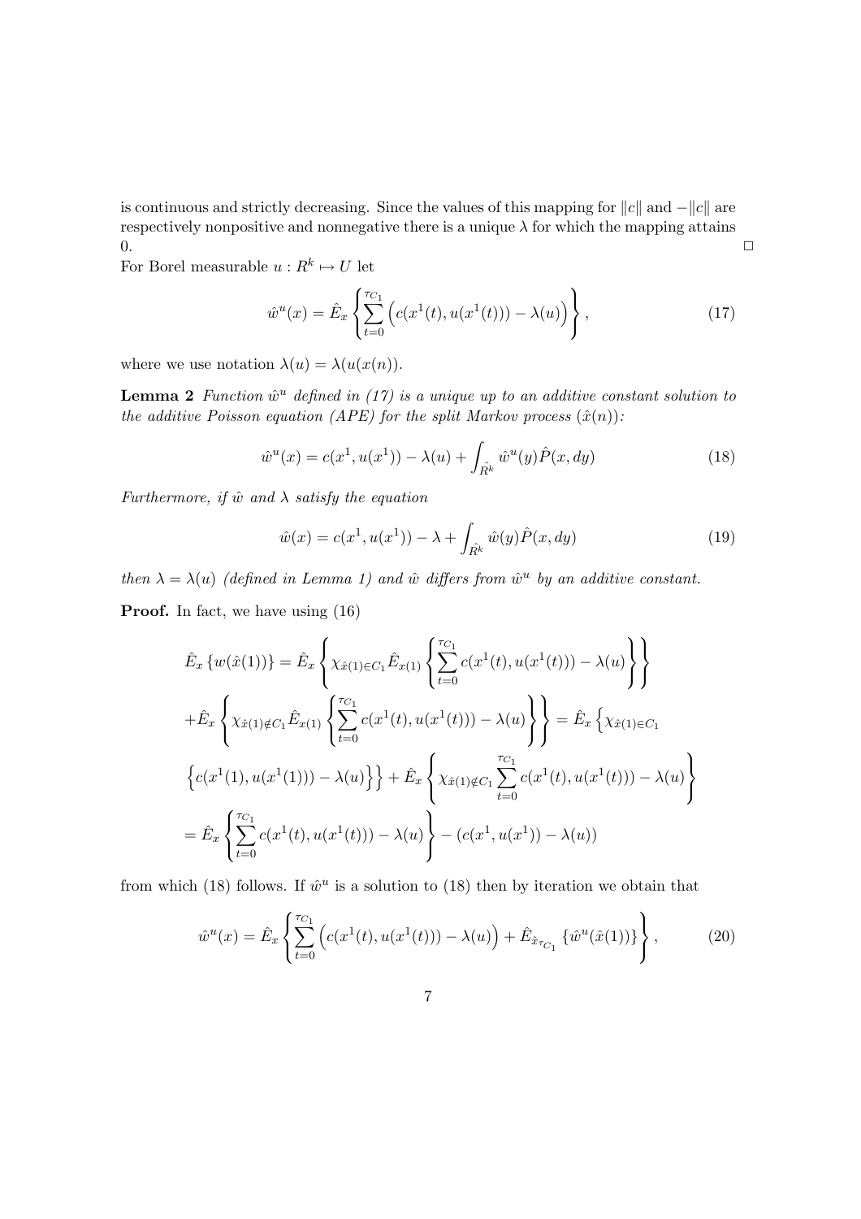is continuous and strictly decreasing. Since the values of this mapping for $\|c\|$ and $-\|c\|$ are respectively nonpositive and nonnegative there is a unique $\lambda$ for which the mapping attains 0. □

For Borel measurable $u : R^k \mapsto U$ let

$$\hat{w}^u(x) = \hat{E}_x \left\{ \sum_{t=0}^{\tau_{C_1}} \Big( c(x^1(t), u(x^1(t))) - \lambda(u) \Big) \right\}, \tag{17}$$

where we use notation $\lambda(u) = \lambda(u(x(n))$.

**Lemma 2** *Function $\hat{w}^u$ defined in (17) is a unique up to an additive constant solution to the additive Poisson equation (APE) for the split Markov process $(\hat{x}(n))$:*

$$\hat{w}^u(x) = c(x^1, u(x^1)) - \lambda(u) + \int_{\hat{R^k}} \hat{w}^u(y) \hat{P}(x, dy) \tag{18}$$

*Furthermore, if $\hat{w}$ and $\lambda$ satisfy the equation*

$$\hat{w}(x) = c(x^1, u(x^1)) - \lambda + \int_{\hat{R^k}} \hat{w}(y) \hat{P}(x, dy) \tag{19}$$

*then $\lambda = \lambda(u)$ (defined in Lemma 1) and $\hat{w}$ differs from $\hat{w}^u$ by an additive constant.*

**Proof.** In fact, we have using (16)

$$\hat{E}_x \left\{ w(\hat{x}(1)) \right\} = \hat{E}_x \left\{ \chi_{\hat{x}(1) \in C_1} \hat{E}_{x(1)} \left\{ \sum_{t=0}^{\tau_{C_1}} c(x^1(t), u(x^1(t))) - \lambda(u) \right\} \right\}$$

$$+ \hat{E}_x \left\{ \chi_{\hat{x}(1) \notin C_1} \hat{E}_{x(1)} \left\{ \sum_{t=0}^{\tau_{C_1}} c(x^1(t), u(x^1(t))) - \lambda(u) \right\} \right\} = \hat{E}_x \Big\{ \chi_{\hat{x}(1) \in C_1}$$

$$\Big\{ c(x^1(1), u(x^1(1))) - \lambda(u) \Big\} \Big\} + \hat{E}_x \left\{ \chi_{\hat{x}(1) \notin C_1} \sum_{t=0}^{\tau_{C_1}} c(x^1(t), u(x^1(t))) - \lambda(u) \right\}$$

$$= \hat{E}_x \left\{ \sum_{t=0}^{\tau_{C_1}} c(x^1(t), u(x^1(t))) - \lambda(u) \right\} - (c(x^1, u(x^1)) - \lambda(u))$$

from which (18) follows. If $\hat{w}^u$ is a solution to (18) then by iteration we obtain that

$$\hat{w}^u(x) = \hat{E}_x \left\{ \sum_{t=0}^{\tau_{C_1}} \Big( c(x^1(t), u(x^1(t))) - \lambda(u) \Big) + \hat{E}_{\hat{x}_{\tau_{C_1}}} \left\{ \hat{w}^u(\hat{x}(1)) \right\} \right\}, \tag{20}$$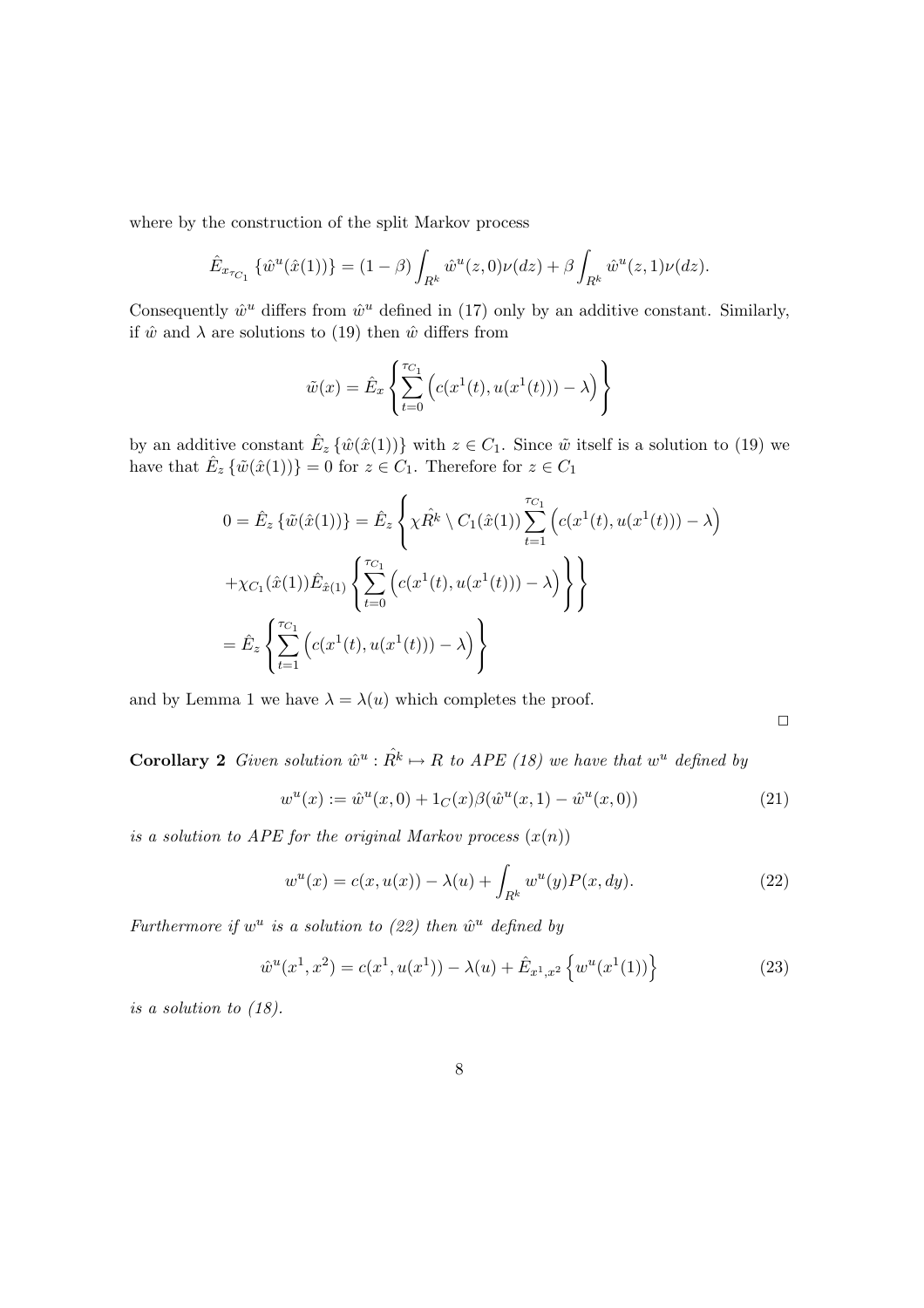where by the construction of the split Markov process

$$\hat{E}_{x_{\tau_{C_1}}} \{\hat{w}^u(\hat{x}(1))\} = (1-\beta)\int_{R^k} \hat{w}^u(z,0)\nu(dz) + \beta \int_{R^k} \hat{w}^u(z,1)\nu(dz).$$

Consequently $\hat{w}^u$ differs from $\hat{w}^u$ defined in (17) only by an additive constant. Similarly, if $\hat{w}$ and $\lambda$ are solutions to (19) then $\hat{w}$ differs from

$$\tilde{w}(x) = \hat{E}_x \left\{ \sum_{t=0}^{\tau_{C_1}} \Big( c(x^1(t), u(x^1(t))) - \lambda \Big) \right\}$$

by an additive constant $\hat{E}_z \{\hat{w}(\hat{x}(1))\}$ with $z \in C_1$. Since $\tilde{w}$ itself is a solution to (19) we have that $\hat{E}_z \{\tilde{w}(\hat{x}(1))\} = 0$ for $z \in C_1$. Therefore for $z \in C_1$

$$\begin{aligned}
0 = \hat{E}_z \{\tilde{w}(\hat{x}(1))\} &= \hat{E}_z \left\{ \chi \hat{R^k} \setminus C_1(\hat{x}(1)) \sum_{t=1}^{\tau_{C_1}} \Big( c(x^1(t), u(x^1(t))) - \lambda \Big) \right. \\
&\left. + \chi_{C_1}(\hat{x}(1)) \hat{E}_{\hat{x}(1)} \left\{ \sum_{t=0}^{\tau_{C_1}} \Big( c(x^1(t), u(x^1(t))) - \lambda \Big) \right\} \right\} \\
&= \hat{E}_z \left\{ \sum_{t=1}^{\tau_{C_1}} \Big( c(x^1(t), u(x^1(t))) - \lambda \Big) \right\}
\end{aligned}$$

and by Lemma 1 we have $\lambda = \lambda(u)$ which completes the proof.

□

**Corollary 2** *Given solution $\hat{w}^u : \hat{R^k} \mapsto R$ to APE (18) we have that $w^u$ defined by*

$$w^u(x) := \hat{w}^u(x,0) + 1_C(x)\beta(\hat{w}^u(x,1) - \hat{w}^u(x,0)) \tag{21}$$

*is a solution to APE for the original Markov process $(x(n))$*

$$w^u(x) = c(x, u(x)) - \lambda(u) + \int_{R^k} w^u(y) P(x, dy). \tag{22}$$

*Furthermore if $w^u$ is a solution to (22) then $\hat{w}^u$ defined by*

$$\hat{w}^u(x^1, x^2) = c(x^1, u(x^1)) - \lambda(u) + \hat{E}_{x^1,x^2} \left\{ w^u(x^1(1)) \right\} \tag{23}$$

*is a solution to (18).*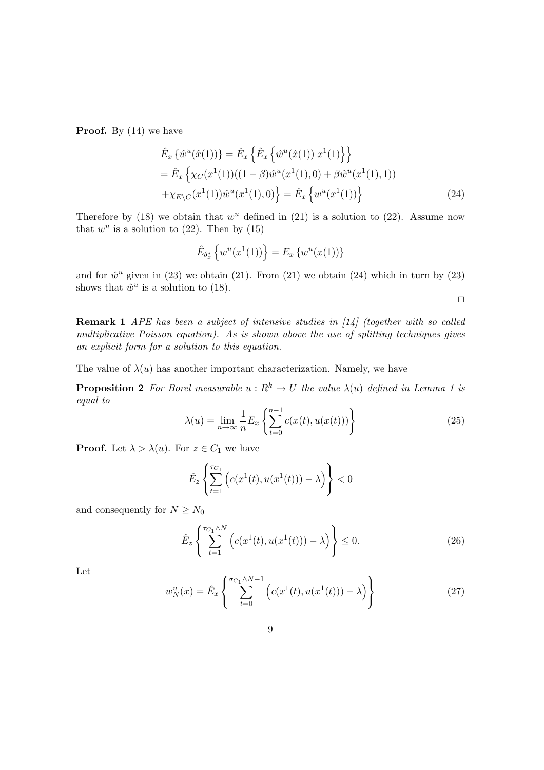**Proof.** By (14) we have

$$
\begin{aligned}
&\hat{E}_x \left\{ \hat{w}^u(\hat{x}(1)) \right\} = \hat{E}_x \left\{ \hat{E}_x \left\{ \hat{w}^u(\hat{x}(1)) | x^1(1) \right\} \right\} \\
&= \hat{E}_x \left\{ \chi_C(x^1(1))((1-\beta)\hat{w}^u(x^1(1),0) + \beta \hat{w}^u(x^1(1),1)) \right. \\
&\left. + \chi_{E \setminus C}(x^1(1)) \hat{w}^u(x^1(1),0) \right\} = \hat{E}_x \left\{ w^u(x^1(1)) \right\} \qquad (24)
\end{aligned}
$$

Therefore by (18) we obtain that $w^u$ defined in (21) is a solution to (22). Assume now that $w^u$ is a solution to (22). Then by (15)

$$
\hat{E}_{\delta_x^*} \left\{ w^u(x^1(1)) \right\} = E_x \left\{ w^u(x(1)) \right\}
$$

and for $\hat{w}^u$ given in (23) we obtain (21). From (21) we obtain (24) which in turn by (23) shows that $\hat{w}^u$ is a solution to (18).

□

**Remark 1** *APE has been a subject of intensive studies in [14] (together with so called multiplicative Poisson equation). As is shown above the use of splitting techniques gives an explicit form for a solution to this equation.*

The value of $\lambda(u)$ has another important characterization. Namely, we have

**Proposition 2** *For Borel measurable $u : R^k \to U$ the value $\lambda(u)$ defined in Lemma 1 is equal to*

$$
\lambda(u) = \lim_{n \to \infty} \frac{1}{n} E_x \left\{ \sum_{t=0}^{n-1} c(x(t), u(x(t))) \right\} \qquad (25)
$$

**Proof.** Let $\lambda > \lambda(u)$. For $z \in C_1$ we have

$$
\hat{E}_z \left\{ \sum_{t=1}^{\tau_{C_1}} \left( c(x^1(t), u(x^1(t))) - \lambda \right) \right\} < 0
$$

and consequently for $N \geq N_0$

$$
\hat{E}_z \left\{ \sum_{t=1}^{\tau_{C_1} \wedge N} \left( c(x^1(t), u(x^1(t))) - \lambda \right) \right\} \leq 0. \qquad (26)
$$

Let

$$
w_N^u(x) = \hat{E}_x \left\{ \sum_{t=0}^{\sigma_{C_1} \wedge N - 1} \left( c(x^1(t), u(x^1(t))) - \lambda \right) \right\} \qquad (27)
$$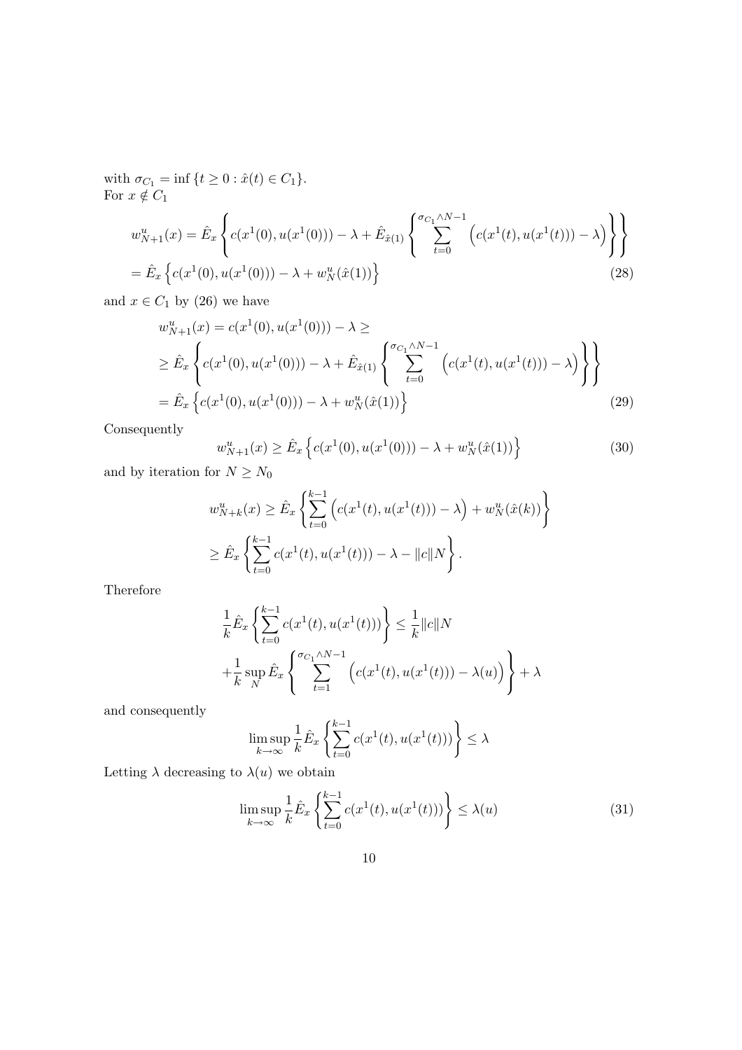with $\sigma_{C_1} = \inf\{t \geq 0 : \hat{x}(t) \in C_1\}$.
For $x \notin C_1$

$$
\begin{aligned}
w^u_{N+1}(x) &= \hat{E}_x \left\{ c(x^1(0), u(x^1(0))) - \lambda + \hat{E}_{\hat{x}(1)} \left\{ \sum_{t=0}^{\sigma_{C_1} \wedge N-1} \Big( c(x^1(t), u(x^1(t))) - \lambda \Big) \right\} \right\} \\
&= \hat{E}_x \left\{ c(x^1(0), u(x^1(0))) - \lambda + w^u_N(\hat{x}(1)) \right\} \qquad (28)
\end{aligned}
$$

and $x \in C_1$ by (26) we have

$$
\begin{aligned}
& w^u_{N+1}(x) = c(x^1(0), u(x^1(0))) - \lambda \geq \\
& \geq \hat{E}_x \left\{ c(x^1(0), u(x^1(0))) - \lambda + \hat{E}_{\hat{x}(1)} \left\{ \sum_{t=0}^{\sigma_{C_1} \wedge N-1} \Big( c(x^1(t), u(x^1(t))) - \lambda \Big) \right\} \right\} \\
& = \hat{E}_x \left\{ c(x^1(0), u(x^1(0))) - \lambda + w^u_N(\hat{x}(1)) \right\} \qquad (29)
\end{aligned}
$$

Consequently

$$
w^u_{N+1}(x) \geq \hat{E}_x \left\{ c(x^1(0), u(x^1(0))) - \lambda + w^u_N(\hat{x}(1)) \right\} \qquad (30)
$$

and by iteration for $N \geq N_0$

$$
\begin{aligned}
& w^u_{N+k}(x) \geq \hat{E}_x \left\{ \sum_{t=0}^{k-1} \Big( c(x^1(t), u(x^1(t))) - \lambda \Big) + w^u_N(\hat{x}(k)) \right\} \\
& \geq \hat{E}_x \left\{ \sum_{t=0}^{k-1} c(x^1(t), u(x^1(t))) - \lambda - \|c\| N \right\}.
\end{aligned}
$$

Therefore

$$
\begin{aligned}
& \frac{1}{k} \hat{E}_x \left\{ \sum_{t=0}^{k-1} c(x^1(t), u(x^1(t))) \right\} \leq \frac{1}{k} \|c\| N \\
& + \frac{1}{k} \sup_N \hat{E}_x \left\{ \sum_{t=1}^{\sigma_{C_1} \wedge N-1} \Big( c(x^1(t), u(x^1(t))) - \lambda(u) \Big) \right\} + \lambda
\end{aligned}
$$

and consequently

$$
\limsup_{k \to \infty} \frac{1}{k} \hat{E}_x \left\{ \sum_{t=0}^{k-1} c(x^1(t), u(x^1(t))) \right\} \leq \lambda
$$

Letting $\lambda$ decreasing to $\lambda(u)$ we obtain

$$
\limsup_{k \to \infty} \frac{1}{k} \hat{E}_x \left\{ \sum_{t=0}^{k-1} c(x^1(t), u(x^1(t))) \right\} \leq \lambda(u) \qquad (31)
$$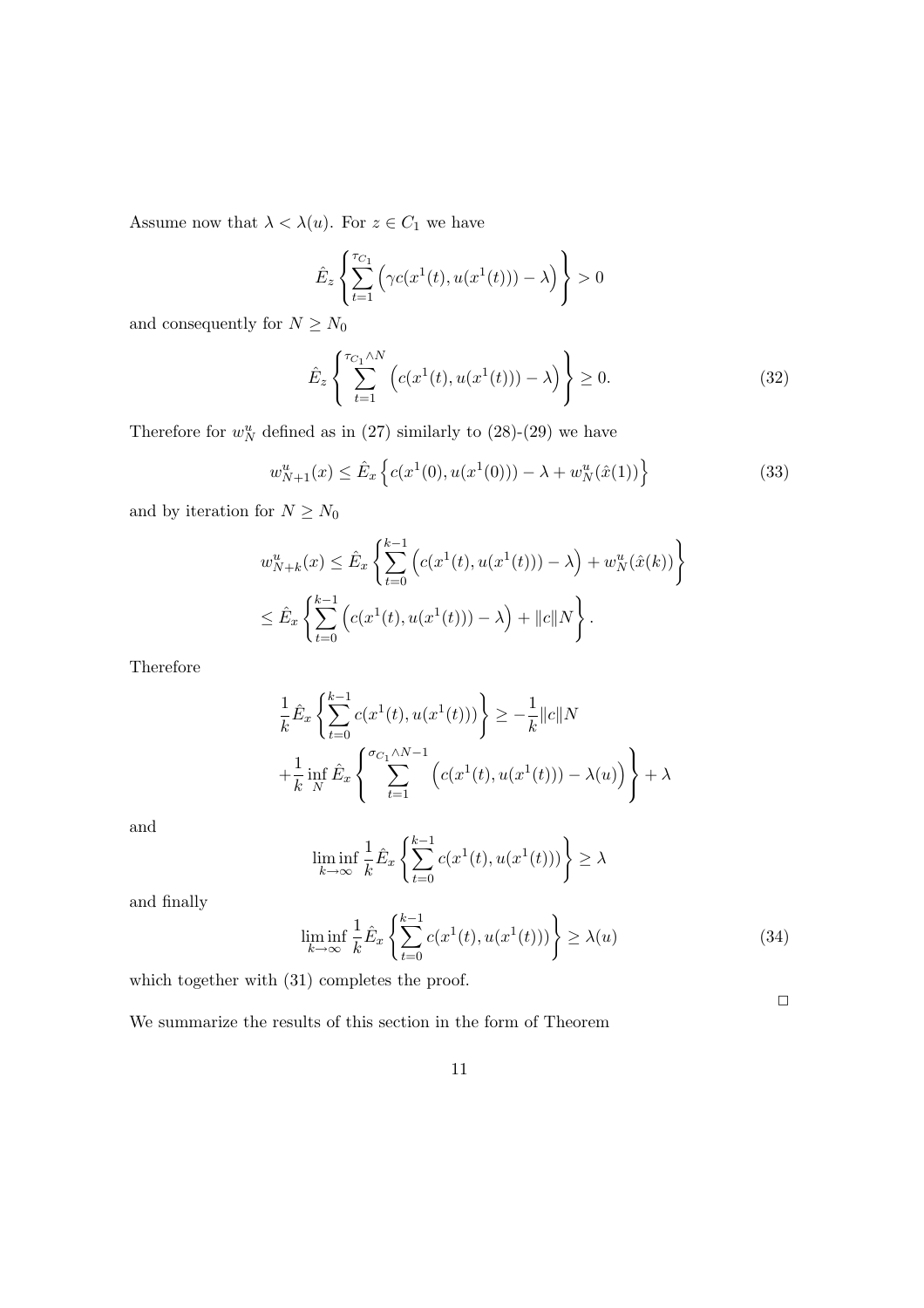Assume now that $\lambda < \lambda(u)$. For $z \in C_1$ we have

$$\hat{E}_z \left\{ \sum_{t=1}^{\tau_{C_1}} \left( \gamma c(x^1(t), u(x^1(t))) - \lambda \right) \right\} > 0$$

and consequently for $N \geq N_0$

$$\hat{E}_z \left\{ \sum_{t=1}^{\tau_{C_1} \wedge N} \left( c(x^1(t), u(x^1(t))) - \lambda \right) \right\} \geq 0. \tag{32}$$

Therefore for $w_N^u$ defined as in (27) similarly to (28)-(29) we have

$$w_{N+1}^u(x) \leq \hat{E}_x \left\{ c(x^1(0), u(x^1(0))) - \lambda + w_N^u(\hat{x}(1)) \right\} \tag{33}$$

and by iteration for $N \geq N_0$

$$w_{N+k}^u(x) \leq \hat{E}_x \left\{ \sum_{t=0}^{k-1} \left( c(x^1(t), u(x^1(t))) - \lambda \right) + w_N^u(\hat{x}(k)) \right\}$$
$$\leq \hat{E}_x \left\{ \sum_{t=0}^{k-1} \left( c(x^1(t), u(x^1(t))) - \lambda \right) + \|c\| N \right\}.$$

Therefore

$$\frac{1}{k} \hat{E}_x \left\{ \sum_{t=0}^{k-1} c(x^1(t), u(x^1(t))) \right\} \geq -\frac{1}{k} \|c\| N$$
$$+ \frac{1}{k} \inf_N \hat{E}_x \left\{ \sum_{t=1}^{\sigma_{C_1} \wedge N-1} \left( c(x^1(t), u(x^1(t))) - \lambda(u) \right) \right\} + \lambda$$

and

$$\liminf_{k \to \infty} \frac{1}{k} \hat{E}_x \left\{ \sum_{t=0}^{k-1} c(x^1(t), u(x^1(t))) \right\} \geq \lambda$$

and finally

$$\liminf_{k \to \infty} \frac{1}{k} \hat{E}_x \left\{ \sum_{t=0}^{k-1} c(x^1(t), u(x^1(t))) \right\} \geq \lambda(u) \tag{34}$$

which together with (31) completes the proof.

□

We summarize the results of this section in the form of Theorem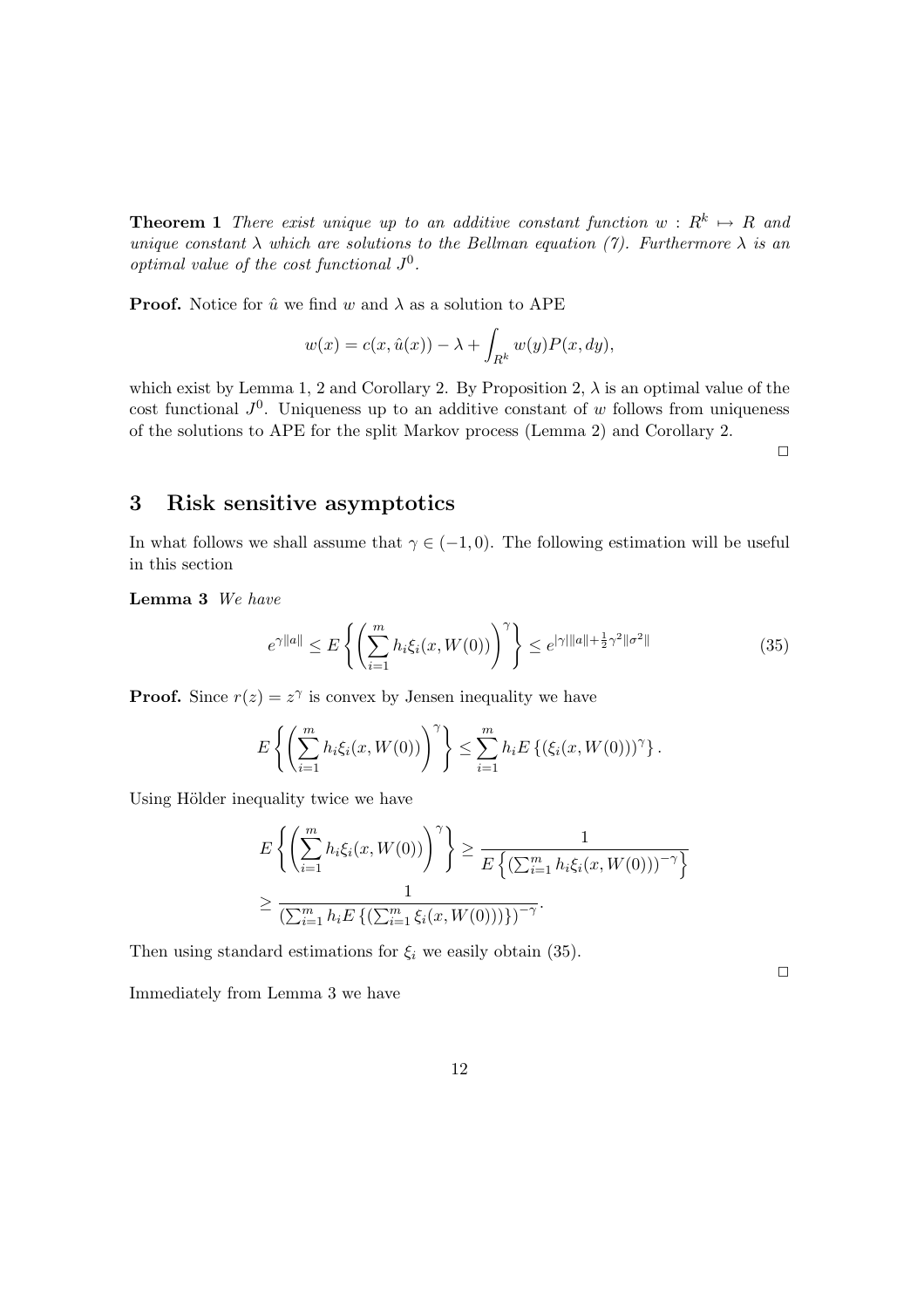**Theorem 1** *There exist unique up to an additive constant function $w : R^k \mapsto R$ and unique constant $\lambda$ which are solutions to the Bellman equation (7). Furthermore $\lambda$ is an optimal value of the cost functional $J^0$.*

**Proof.** Notice for $\hat{u}$ we find $w$ and $\lambda$ as a solution to APE

$$w(x) = c(x, \hat{u}(x)) - \lambda + \int_{R^k} w(y) P(x, dy),$$

which exist by Lemma 1, 2 and Corollary 2. By Proposition 2, $\lambda$ is an optimal value of the cost functional $J^0$. Uniqueness up to an additive constant of $w$ follows from uniqueness of the solutions to APE for the split Markov process (Lemma 2) and Corollary 2.

□

## 3 Risk sensitive asymptotics

In what follows we shall assume that $\gamma \in (-1, 0)$. The following estimation will be useful in this section

**Lemma 3** *We have*

$$e^{\gamma \|a\|} \leq E\left\{ \left( \sum_{i=1}^{m} h_i \xi_i(x, W(0)) \right)^{\gamma} \right\} \leq e^{|\gamma| \|a\| + \frac{1}{2}\gamma^2 \|\sigma^2\|} \tag{35}$$

**Proof.** Since $r(z) = z^\gamma$ is convex by Jensen inequality we have

$$E\left\{ \left( \sum_{i=1}^{m} h_i \xi_i(x, W(0)) \right)^{\gamma} \right\} \leq \sum_{i=1}^{m} h_i E\left\{ (\xi_i(x, W(0)))^{\gamma} \right\}.$$

Using Hölder inequality twice we have

$$E\left\{ \left( \sum_{i=1}^{m} h_i \xi_i(x, W(0)) \right)^{\gamma} \right\} \geq \frac{1}{E\left\{ \left( \sum_{i=1}^{m} h_i \xi_i(x, W(0)) \right)^{-\gamma} \right\}}$$

$$\geq \frac{1}{\left( \sum_{i=1}^{m} h_i E\left\{ \left( \sum_{i=1}^{m} \xi_i(x, W(0)) \right) \right\} \right)^{-\gamma}}.$$

Then using standard estimations for $\xi_i$ we easily obtain (35).

□

Immediately from Lemma 3 we have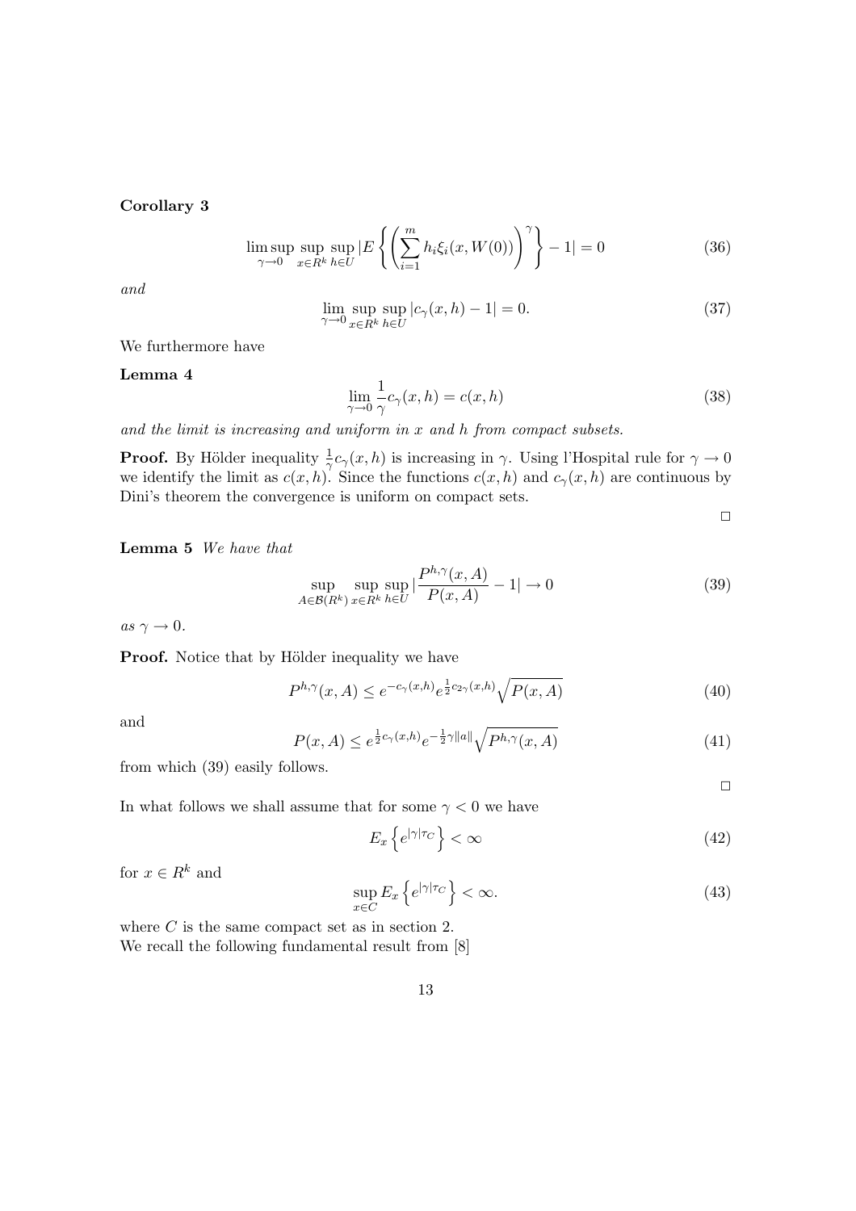**Corollary 3**

$$\limsup_{\gamma\to 0}\sup_{x\in R^k}\sup_{h\in U}|E\left\{\left(\sum_{i=1}^m h_i\xi_i(x,W(0))\right)^\gamma\right\}-1|=0 \tag{36}$$

*and*

$$\lim_{\gamma\to 0}\sup_{x\in R^k}\sup_{h\in U}|c_\gamma(x,h)-1|=0. \tag{37}$$

We furthermore have

**Lemma 4**

$$\lim_{\gamma\to 0}\frac{1}{\gamma}c_\gamma(x,h)=c(x,h) \tag{38}$$

*and the limit is increasing and uniform in x and h from compact subsets.*

**Proof.** By Hölder inequality $\frac{1}{\gamma}c_\gamma(x,h)$ is increasing in $\gamma$. Using l'Hospital rule for $\gamma\to 0$ we identify the limit as $c(x,h)$. Since the functions $c(x,h)$ and $c_\gamma(x,h)$ are continuous by Dini's theorem the convergence is uniform on compact sets.

□

**Lemma 5** *We have that*

$$\sup_{A\in\mathcal{B}(R^k)}\sup_{x\in R^k}\sup_{h\in U}|\frac{P^{h,\gamma}(x,A)}{P(x,A)}-1|\to 0 \tag{39}$$

*as* $\gamma\to 0$.

**Proof.** Notice that by Hölder inequality we have

$$P^{h,\gamma}(x,A)\le e^{-c_\gamma(x,h)}e^{\frac{1}{2}c_{2\gamma}(x,h)}\sqrt{P(x,A)} \tag{40}$$

and

$$P(x,A)\le e^{\frac{1}{2}c_\gamma(x,h)}e^{-\frac{1}{2}\gamma\|a\|}\sqrt{P^{h,\gamma}(x,A)} \tag{41}$$

from which (39) easily follows.

□

In what follows we shall assume that for some $\gamma<0$ we have

$$E_x\left\{e^{|\gamma|\tau_C}\right\}<\infty \tag{42}$$

for $x\in R^k$ and

$$\sup_{x\in C}E_x\left\{e^{|\gamma|\tau_C}\right\}<\infty. \tag{43}$$

where $C$ is the same compact set as in section 2.
We recall the following fundamental result from [8]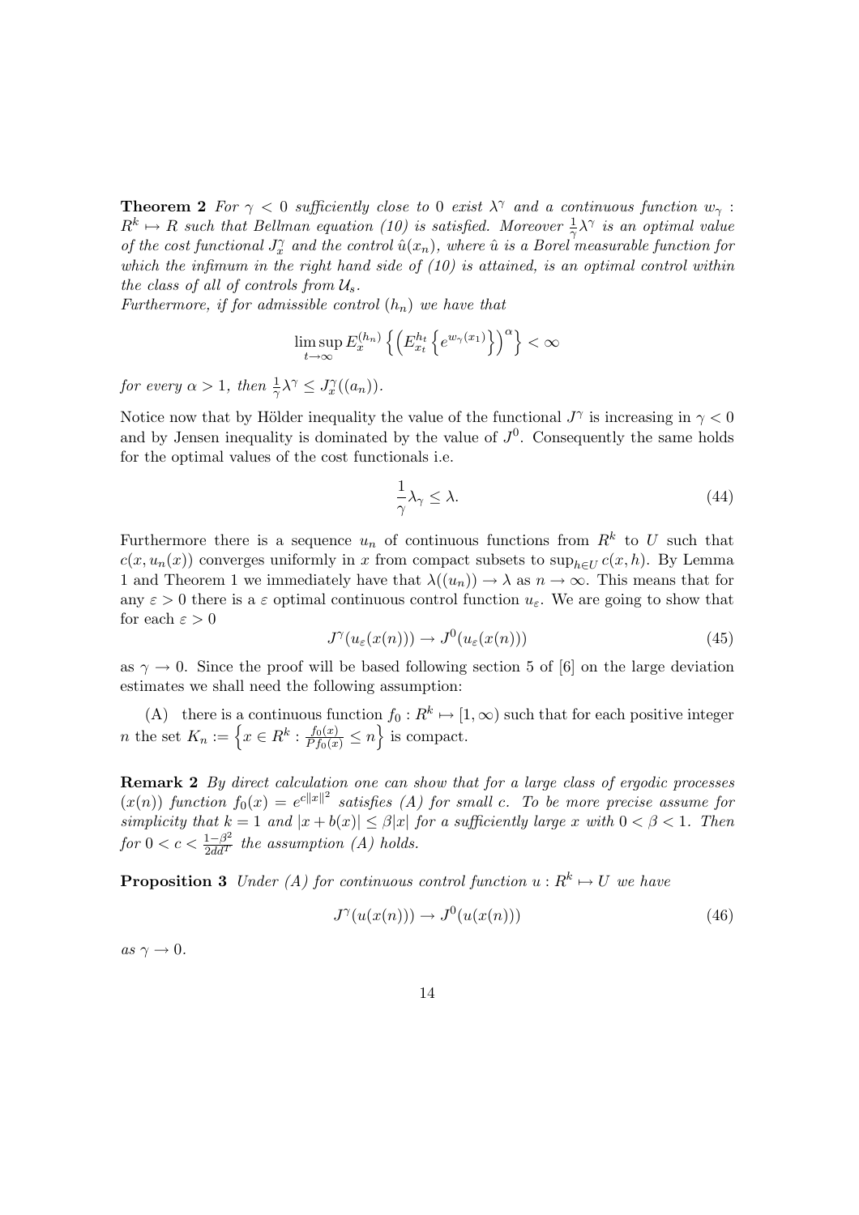**Theorem 2** *For $\gamma < 0$ sufficiently close to 0 exist $\lambda^\gamma$ and a continuous function $w_\gamma : R^k \mapsto R$ such that Bellman equation (10) is satisfied. Moreover $\frac{1}{\gamma}\lambda^\gamma$ is an optimal value of the cost functional $J_x^\gamma$ and the control $\hat{u}(x_n)$, where $\hat{u}$ is a Borel measurable function for which the infimum in the right hand side of (10) is attained, is an optimal control within the class of all of controls from $\mathcal{U}_s$.*

*Furthermore, if for admissible control $(h_n)$ we have that*

$$\limsup_{t\to\infty} E_x^{(h_n)} \left\{ \left( E_{x_t}^{h_t} \left\{ e^{w_\gamma(x_1)} \right\} \right)^\alpha \right\} < \infty$$

*for every $\alpha > 1$, then $\frac{1}{\gamma}\lambda^\gamma \leq J_x^\gamma((a_n))$.*

Notice now that by Hölder inequality the value of the functional $J^\gamma$ is increasing in $\gamma < 0$ and by Jensen inequality is dominated by the value of $J^0$. Consequently the same holds for the optimal values of the cost functionals i.e.

$$\frac{1}{\gamma}\lambda_\gamma \leq \lambda. \tag{44}$$

Furthermore there is a sequence $u_n$ of continuous functions from $R^k$ to $U$ such that $c(x, u_n(x))$ converges uniformly in $x$ from compact subsets to $\sup_{h\in U} c(x,h)$. By Lemma 1 and Theorem 1 we immediately have that $\lambda((u_n)) \to \lambda$ as $n \to \infty$. This means that for any $\varepsilon > 0$ there is a $\varepsilon$ optimal continuous control function $u_\varepsilon$. We are going to show that for each $\varepsilon > 0$

$$J^\gamma(u_\varepsilon(x(n))) \to J^0(u_\varepsilon(x(n))) \tag{45}$$

as $\gamma \to 0$. Since the proof will be based following section 5 of [6] on the large deviation estimates we shall need the following assumption:

(A) there is a continuous function $f_0 : R^k \mapsto [1, \infty)$ such that for each positive integer $n$ the set $K_n := \left\{ x \in R^k : \frac{f_0(x)}{Pf_0(x)} \leq n \right\}$ is compact.

**Remark 2** *By direct calculation one can show that for a large class of ergodic processes $(x(n))$ function $f_0(x) = e^{c\|x\|^2}$ satisfies (A) for small $c$. To be more precise assume for simplicity that $k = 1$ and $|x + b(x)| \leq \beta|x|$ for a sufficiently large $x$ with $0 < \beta < 1$. Then for $0 < c < \frac{1-\beta^2}{2dd^T}$ the assumption (A) holds.*

**Proposition 3** *Under (A) for continuous control function $u : R^k \mapsto U$ we have*

$$J^\gamma(u(x(n))) \to J^0(u(x(n))) \tag{46}$$

*as $\gamma \to 0$.*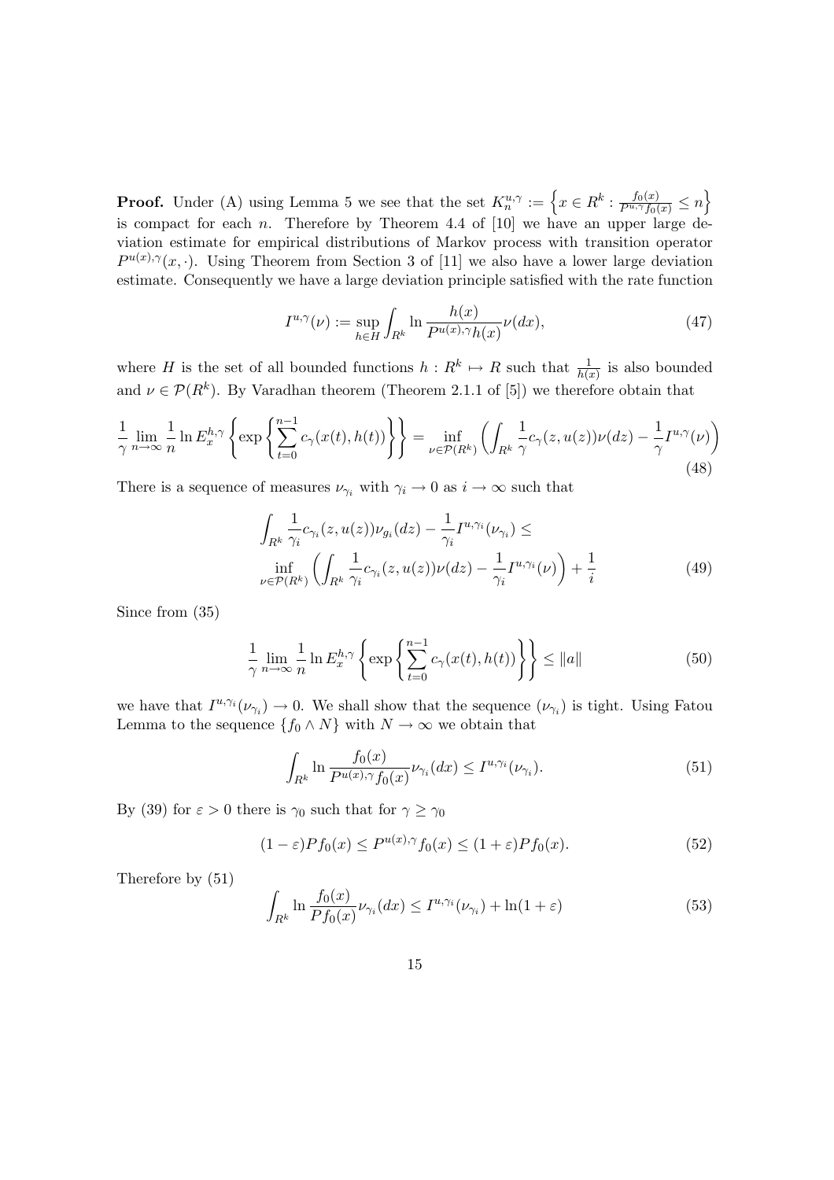**Proof.** Under (A) using Lemma 5 we see that the set $K_n^{u,\gamma} := \left\{ x \in R^k : \frac{f_0(x)}{P^{u,\gamma} f_0(x)} \leq n \right\}$ is compact for each $n$. Therefore by Theorem 4.4 of [10] we have an upper large deviation estimate for empirical distributions of Markov process with transition operator $P^{u(x),\gamma}(x, \cdot)$. Using Theorem from Section 3 of [11] we also have a lower large deviation estimate. Consequently we have a large deviation principle satisfied with the rate function

$$I^{u,\gamma}(\nu) := \sup_{h \in H} \int_{R^k} \ln \frac{h(x)}{P^{u(x),\gamma} h(x)} \nu(dx), \tag{47}$$

where $H$ is the set of all bounded functions $h : R^k \mapsto R$ such that $\frac{1}{h(x)}$ is also bounded and $\nu \in \mathcal{P}(R^k)$. By Varadhan theorem (Theorem 2.1.1 of [5]) we therefore obtain that

$$\frac{1}{\gamma} \lim_{n \to \infty} \frac{1}{n} \ln E_x^{h,\gamma} \left\{ \exp \left\{ \sum_{t=0}^{n-1} c_\gamma(x(t), h(t)) \right\} \right\} = \inf_{\nu \in \mathcal{P}(R^k)} \left( \int_{R^k} \frac{1}{\gamma} c_\gamma(z, u(z)) \nu(dz) - \frac{1}{\gamma} I^{u,\gamma}(\nu) \right) \tag{48}$$

There is a sequence of measures $\nu_{\gamma_i}$ with $\gamma_i \to 0$ as $i \to \infty$ such that

$$\begin{aligned} &\int_{R^k} \frac{1}{\gamma_i} c_{\gamma_i}(z, u(z)) \nu_{g_i}(dz) - \frac{1}{\gamma_i} I^{u,\gamma_i}(\nu_{\gamma_i}) \leq \\ &\inf_{\nu \in \mathcal{P}(R^k)} \left( \int_{R^k} \frac{1}{\gamma_i} c_{\gamma_i}(z, u(z)) \nu(dz) - \frac{1}{\gamma_i} I^{u,\gamma_i}(\nu) \right) + \frac{1}{i} \end{aligned} \tag{49}$$

Since from (35)

$$\frac{1}{\gamma} \lim_{n \to \infty} \frac{1}{n} \ln E_x^{h,\gamma} \left\{ \exp \left\{ \sum_{t=0}^{n-1} c_\gamma(x(t), h(t)) \right\} \right\} \leq \|a\| \tag{50}$$

we have that $I^{u,\gamma_i}(\nu_{\gamma_i}) \to 0$. We shall show that the sequence $(\nu_{\gamma_i})$ is tight. Using Fatou Lemma to the sequence $\{f_0 \wedge N\}$ with $N \to \infty$ we obtain that

$$\int_{R^k} \ln \frac{f_0(x)}{P^{u(x),\gamma} f_0(x)} \nu_{\gamma_i}(dx) \leq I^{u,\gamma_i}(\nu_{\gamma_i}). \tag{51}$$

By (39) for $\varepsilon > 0$ there is $\gamma_0$ such that for $\gamma \geq \gamma_0$

$$(1 - \varepsilon) P f_0(x) \leq P^{u(x),\gamma} f_0(x) \leq (1 + \varepsilon) P f_0(x). \tag{52}$$

Therefore by (51)

$$\int_{R^k} \ln \frac{f_0(x)}{P f_0(x)} \nu_{\gamma_i}(dx) \leq I^{u,\gamma_i}(\nu_{\gamma_i}) + \ln(1 + \varepsilon) \tag{53}$$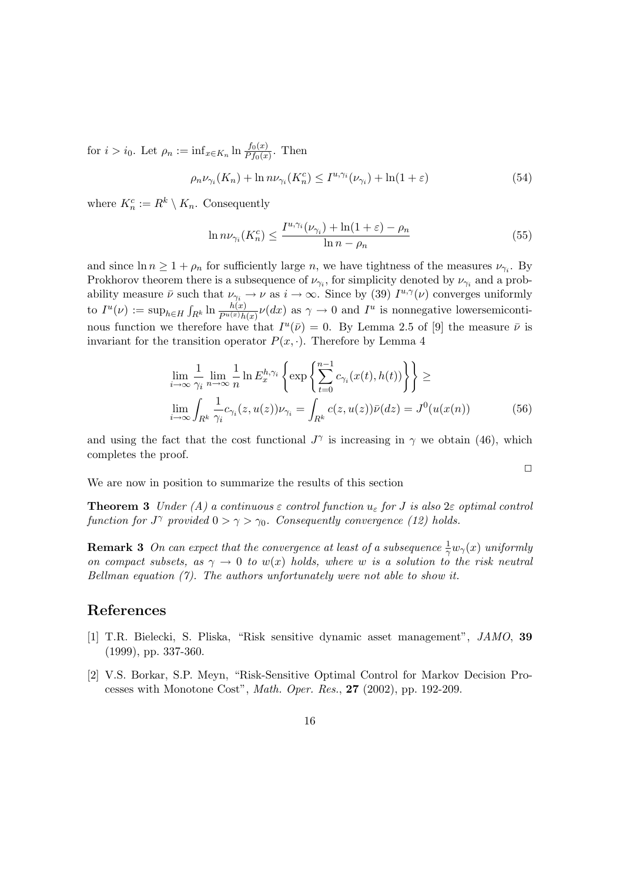for $i > i_0$. Let $\rho_n := \inf_{x \in K_n} \ln \frac{f_0(x)}{Pf_0(x)}$. Then

$$\rho_n \nu_{\gamma_i}(K_n) + \ln n \nu_{\gamma_i}(K_n^c) \leq I^{u,\gamma_i}(\nu_{\gamma_i}) + \ln(1+\varepsilon) \tag{54}$$

where $K_n^c := R^k \setminus K_n$. Consequently

$$\ln n \nu_{\gamma_i}(K_n^c) \leq \frac{I^{u,\gamma_i}(\nu_{\gamma_i}) + \ln(1+\varepsilon) - \rho_n}{\ln n - \rho_n} \tag{55}$$

and since $\ln n \geq 1 + \rho_n$ for sufficiently large $n$, we have tightness of the measures $\nu_{\gamma_i}$. By Prokhorov theorem there is a subsequence of $\nu_{\gamma_i}$, for simplicity denoted by $\nu_{\gamma_i}$ and a probability measure $\bar{\nu}$ such that $\nu_{\gamma_i} \to \nu$ as $i \to \infty$. Since by (39) $I^{u,\gamma}(\nu)$ converges uniformly to $I^u(\nu) := \sup_{h \in H} \int_{R^k} \ln \frac{h(x)}{P^{u(x)}h(x)} \nu(dx)$ as $\gamma \to 0$ and $I^u$ is nonnegative lowersemicontinous function we therefore have that $I^u(\bar{\nu}) = 0$. By Lemma 2.5 of [9] the measure $\bar{\nu}$ is invariant for the transition operator $P(x, \cdot)$. Therefore by Lemma 4

$$\lim_{i \to \infty} \frac{1}{\gamma_i} \lim_{n \to \infty} \frac{1}{n} \ln E_x^{h,\gamma_i} \left\{ \exp \left\{ \sum_{t=0}^{n-1} c_{\gamma_i}(x(t), h(t)) \right\} \right\} \geq$$

$$\lim_{i \to \infty} \int_{R^k} \frac{1}{\gamma_i} c_{\gamma_i}(z, u(z)) \nu_{\gamma_i} = \int_{R^k} c(z, u(z)) \bar{\nu}(dz) = J^0(u(x(n))) \tag{56}$$

and using the fact that the cost functional $J^\gamma$ is increasing in $\gamma$ we obtain (46), which completes the proof.

□

We are now in position to summarize the results of this section

**Theorem 3** *Under (A) a continuous $\varepsilon$ control function $u_\varepsilon$ for $J$ is also $2\varepsilon$ optimal control function for $J^\gamma$ provided $0 > \gamma > \gamma_0$. Consequently convergence (12) holds.*

**Remark 3** *On can expect that the convergence at least of a subsequence $\frac{1}{\gamma} w_\gamma(x)$ uniformly on compact subsets, as $\gamma \to 0$ to $w(x)$ holds, where $w$ is a solution to the risk neutral Bellman equation (7). The authors unfortunately were not able to show it.*

## References

[1] T.R. Bielecki, S. Pliska, "Risk sensitive dynamic asset management", *JAMO*, **39** (1999), pp. 337-360.

[2] V.S. Borkar, S.P. Meyn, "Risk-Sensitive Optimal Control for Markov Decision Processes with Monotone Cost", *Math. Oper. Res.*, **27** (2002), pp. 192-209.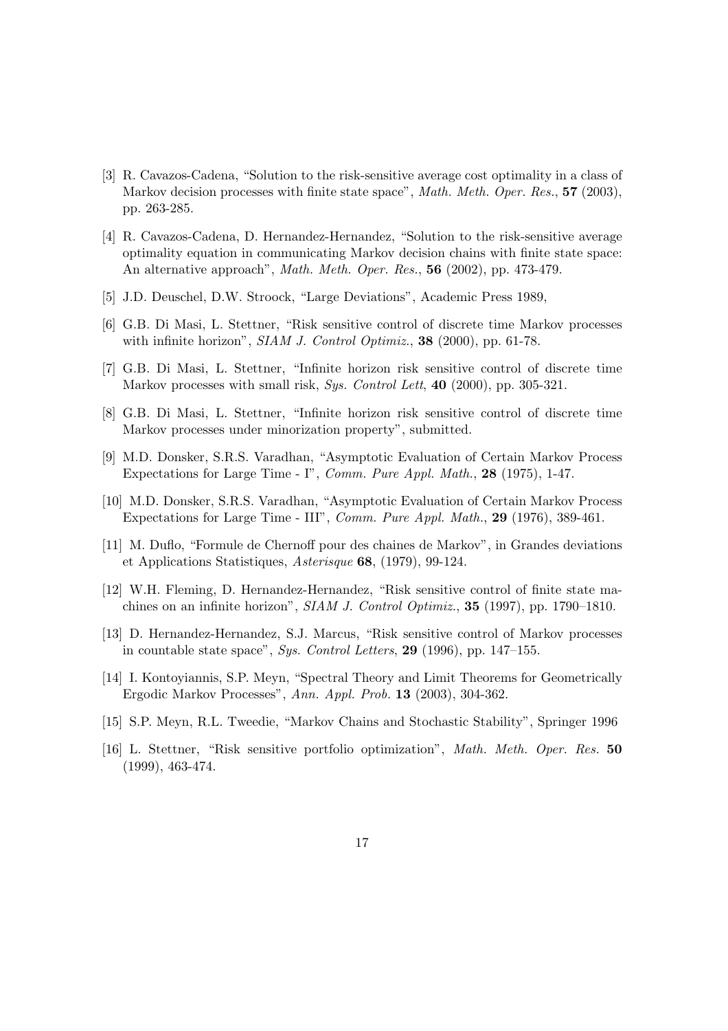[3] R. Cavazos-Cadena, "Solution to the risk-sensitive average cost optimality in a class of Markov decision processes with finite state space", *Math. Meth. Oper. Res.*, **57** (2003), pp. 263-285.

[4] R. Cavazos-Cadena, D. Hernandez-Hernandez, "Solution to the risk-sensitive average optimality equation in communicating Markov decision chains with finite state space: An alternative approach", *Math. Meth. Oper. Res.*, **56** (2002), pp. 473-479.

[5] J.D. Deuschel, D.W. Stroock, "Large Deviations", Academic Press 1989,

[6] G.B. Di Masi, L. Stettner, "Risk sensitive control of discrete time Markov processes with infinite horizon", *SIAM J. Control Optimiz.*, **38** (2000), pp. 61-78.

[7] G.B. Di Masi, L. Stettner, "Infinite horizon risk sensitive control of discrete time Markov processes with small risk, *Sys. Control Lett*, **40** (2000), pp. 305-321.

[8] G.B. Di Masi, L. Stettner, "Infinite horizon risk sensitive control of discrete time Markov processes under minorization property", submitted.

[9] M.D. Donsker, S.R.S. Varadhan, "Asymptotic Evaluation of Certain Markov Process Expectations for Large Time - I", *Comm. Pure Appl. Math.*, **28** (1975), 1-47.

[10] M.D. Donsker, S.R.S. Varadhan, "Asymptotic Evaluation of Certain Markov Process Expectations for Large Time - III", *Comm. Pure Appl. Math.*, **29** (1976), 389-461.

[11] M. Duflo, "Formule de Chernoff pour des chaines de Markov", in Grandes deviations et Applications Statistiques, *Asterisque* **68**, (1979), 99-124.

[12] W.H. Fleming, D. Hernandez-Hernandez, "Risk sensitive control of finite state machines on an infinite horizon", *SIAM J. Control Optimiz.*, **35** (1997), pp. 1790–1810.

[13] D. Hernandez-Hernandez, S.J. Marcus, "Risk sensitive control of Markov processes in countable state space", *Sys. Control Letters*, **29** (1996), pp. 147–155.

[14] I. Kontoyiannis, S.P. Meyn, "Spectral Theory and Limit Theorems for Geometrically Ergodic Markov Processes", *Ann. Appl. Prob.* **13** (2003), 304-362.

[15] S.P. Meyn, R.L. Tweedie, "Markov Chains and Stochastic Stability", Springer 1996

[16] L. Stettner, "Risk sensitive portfolio optimization", *Math. Meth. Oper. Res.* **50** (1999), 463-474.